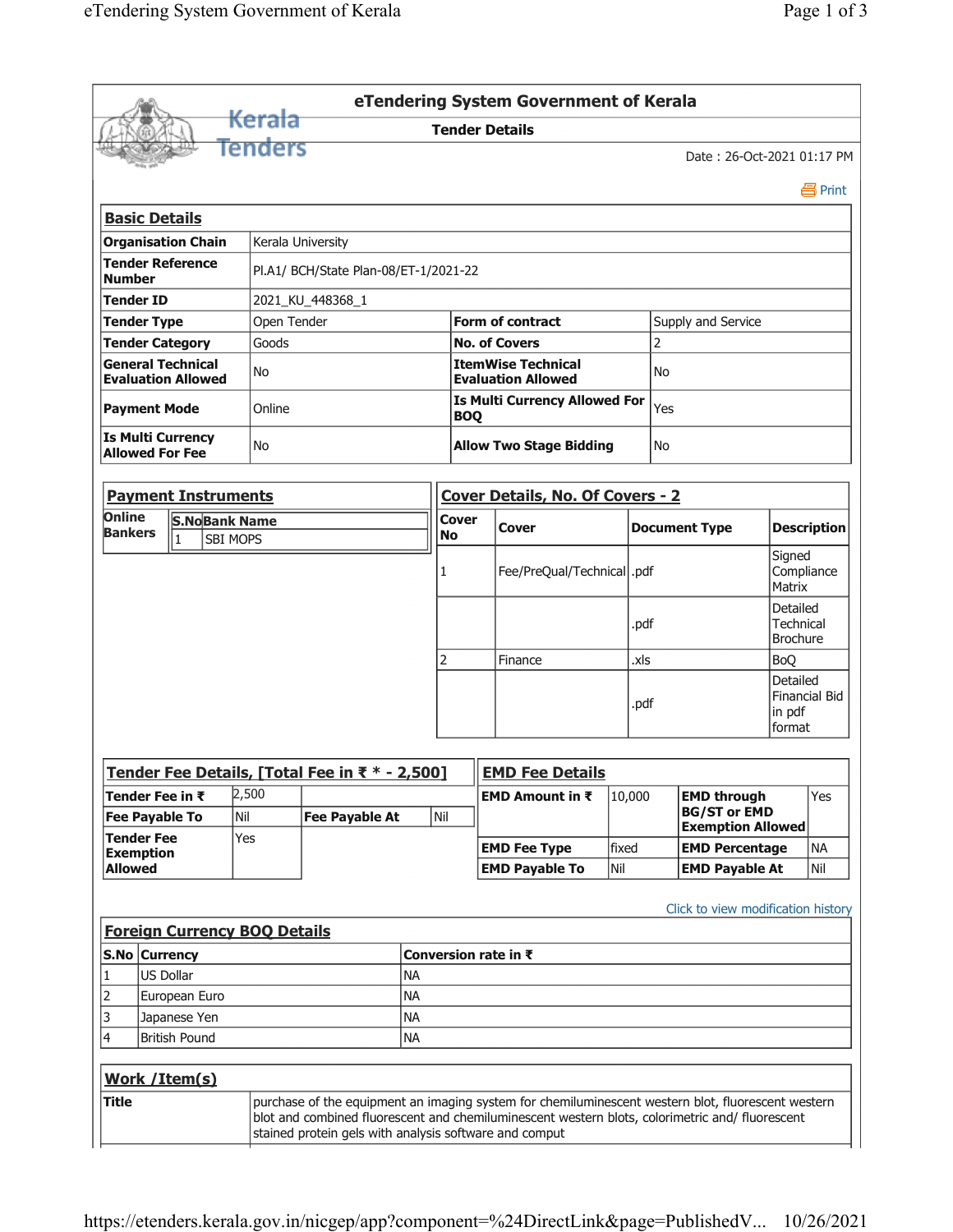# eTendering System Government of Kerala

## Tender Details

Date : 26-Oct-2021 01:17 PM

Print

### Basic Details

| | | | |
|---|---|---|---|
| **Organisation Chain** | Kerala University | | |
| **Tender Reference Number** | Pl.A1/ BCH/State Plan-08/ET-1/2021-22 | | |
| **Tender ID** | 2021_KU_448368_1 | | |
| **Tender Type** | Open Tender | **Form of contract** | Supply and Service |
| **Tender Category** | Goods | **No. of Covers** | 2 |
| **General Technical Evaluation Allowed** | No | **ItemWise Technical Evaluation Allowed** | No |
| **Payment Mode** | Online | **Is Multi Currency Allowed For BOQ** | Yes |
| **Is Multi Currency Allowed For Fee** | No | **Allow Two Stage Bidding** | No |

### Payment Instruments

**Online Bankers**

| S.No | Bank Name |
|---|---|
| 1 | SBI MOPS |

### Cover Details, No. Of Covers - 2

| Cover No | Cover | Document Type | Description |
|---|---|---|---|
| 1 | Fee/PreQual/Technical | .pdf | Signed Compliance Matrix |
| | | .pdf | Detailed Technical Brochure |
| 2 | Finance | .xls | BoQ |
| | | .pdf | Detailed Financial Bid in pdf format |

### Tender Fee Details, [Total Fee in ₹ * - 2,500]

| | | | |
|---|---|---|---|
| **Tender Fee in ₹** | 2,500 | | |
| **Fee Payable To** | Nil | **Fee Payable At** | Nil |
| **Tender Fee Exemption Allowed** | Yes | | |

### EMD Fee Details

| | | | |
|---|---|---|---|
| **EMD Amount in ₹** | 10,000 | **EMD through BG/ST or EMD Exemption Allowed** | Yes |
| **EMD Fee Type** | fixed | **EMD Percentage** | NA |
| **EMD Payable To** | Nil | **EMD Payable At** | Nil |

Click to view modification history

### Foreign Currency BOQ Details

| S.No | Currency | Conversion rate in ₹ |
|---|---|---|
| 1 | US Dollar | NA |
| 2 | European Euro | NA |
| 3 | Japanese Yen | NA |
| 4 | British Pound | NA |

### Work /Item(s)

| | |
|---|---|
| **Title** | purchase of the equipment an imaging system for chemiluminescent western blot, fluorescent western blot and combined fluorescent and chemiluminescent western blots, colorimetric and/ fluorescent stained protein gels with analysis software and comput |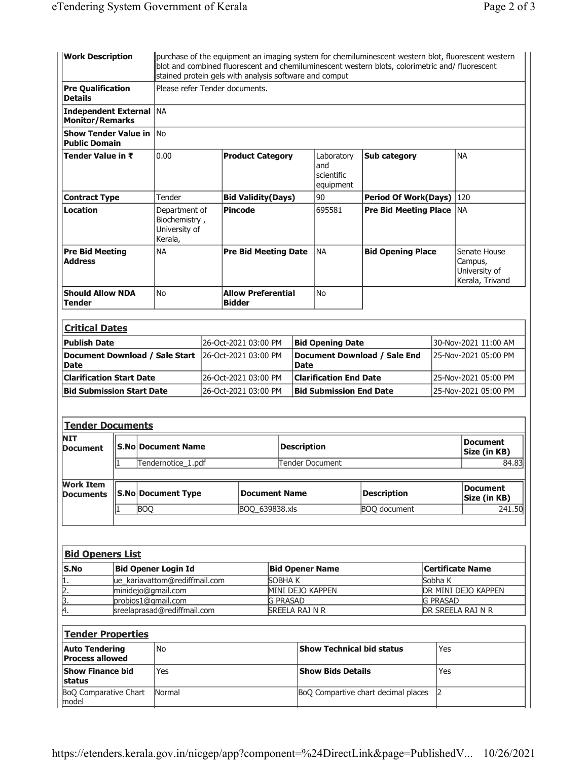| | | | | | |
|---|---|---|---|---|---|
| **Work Description** | purchase of the equipment an imaging system for chemiluminescent western blot, fluorescent western blot and combined fluorescent and chemiluminescent western blots, colorimetric and/ fluorescent stained protein gels with analysis software and comput | | | | |
| **Pre Qualification Details** | Please refer Tender documents. | | | | |
| **Independent External Monitor/Remarks** | NA | | | | |
| **Show Tender Value in Public Domain** | No | | | | |
| **Tender Value in ₹** | 0.00 | **Product Category** | Laboratory and scientific equipment | **Sub category** | NA |
| **Contract Type** | Tender | **Bid Validity(Days)** | 90 | **Period Of Work(Days)** | 120 |
| **Location** | Department of Biochemistry , University of Kerala, | **Pincode** | 695581 | **Pre Bid Meeting Place** | NA |
| **Pre Bid Meeting Address** | NA | **Pre Bid Meeting Date** | NA | **Bid Opening Place** | Senate House Campus, University of Kerala, Trivand |
| **Should Allow NDA Tender** | No | **Allow Preferential Bidder** | No | | |

## Critical Dates

| | | | |
|---|---|---|---|
| **Publish Date** | 26-Oct-2021 03:00 PM | **Bid Opening Date** | 30-Nov-2021 11:00 AM |
| **Document Download / Sale Start Date** | 26-Oct-2021 03:00 PM | **Document Download / Sale End Date** | 25-Nov-2021 05:00 PM |
| **Clarification Start Date** | 26-Oct-2021 03:00 PM | **Clarification End Date** | 25-Nov-2021 05:00 PM |
| **Bid Submission Start Date** | 26-Oct-2021 03:00 PM | **Bid Submission End Date** | 25-Nov-2021 05:00 PM |

## Tender Documents

**NIT Document**

| S.No | Document Name | Description | Document Size (in KB) |
|---|---|---|---|
| 1 | Tendernotice_1.pdf | Tender Document | 84.83 |

**Work Item Documents**

| S.No | Document Type | Document Name | Description | Document Size (in KB) |
|---|---|---|---|---|
| 1 | BOQ | BOQ_639838.xls | BOQ document | 241.50 |

## Bid Openers List

| S.No | Bid Opener Login Id | Bid Opener Name | Certificate Name |
|---|---|---|---|
| 1. | ue_kariavattom@rediffmail.com | SOBHA K | Sobha K |
| 2. | minidejo@gmail.com | MINI DEJO KAPPEN | DR MINI DEJO KAPPEN |
| 3. | probios1@gmail.com | G PRASAD | G PRASAD |
| 4. | sreelaprasad@rediffmail.com | SREELA RAJ N R | DR SREELA RAJ N R |

## Tender Properties

| | | | |
|---|---|---|---|
| **Auto Tendering Process allowed** | No | **Show Technical bid status** | Yes |
| **Show Finance bid status** | Yes | **Show Bids Details** | Yes |
| BoQ Comparative Chart model | Normal | BoQ Compartive chart decimal places | 2 |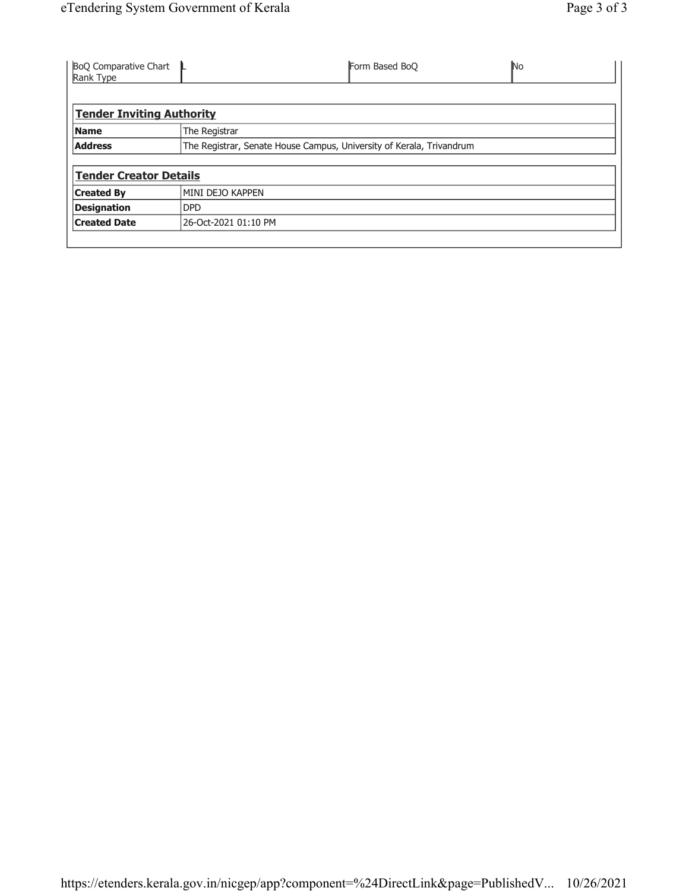| | | | |
|---|---|---|---|
| BoQ Comparative Chart Rank Type | L | Form Based BoQ | No |

| **Tender Inviting Authority** | |
|---|---|
| **Name** | The Registrar |
| **Address** | The Registrar, Senate House Campus, University of Kerala, Trivandrum |

| **Tender Creator Details** | |
|---|---|
| **Created By** | MINI DEJO KAPPEN |
| **Designation** | DPD |
| **Created Date** | 26-Oct-2021 01:10 PM |